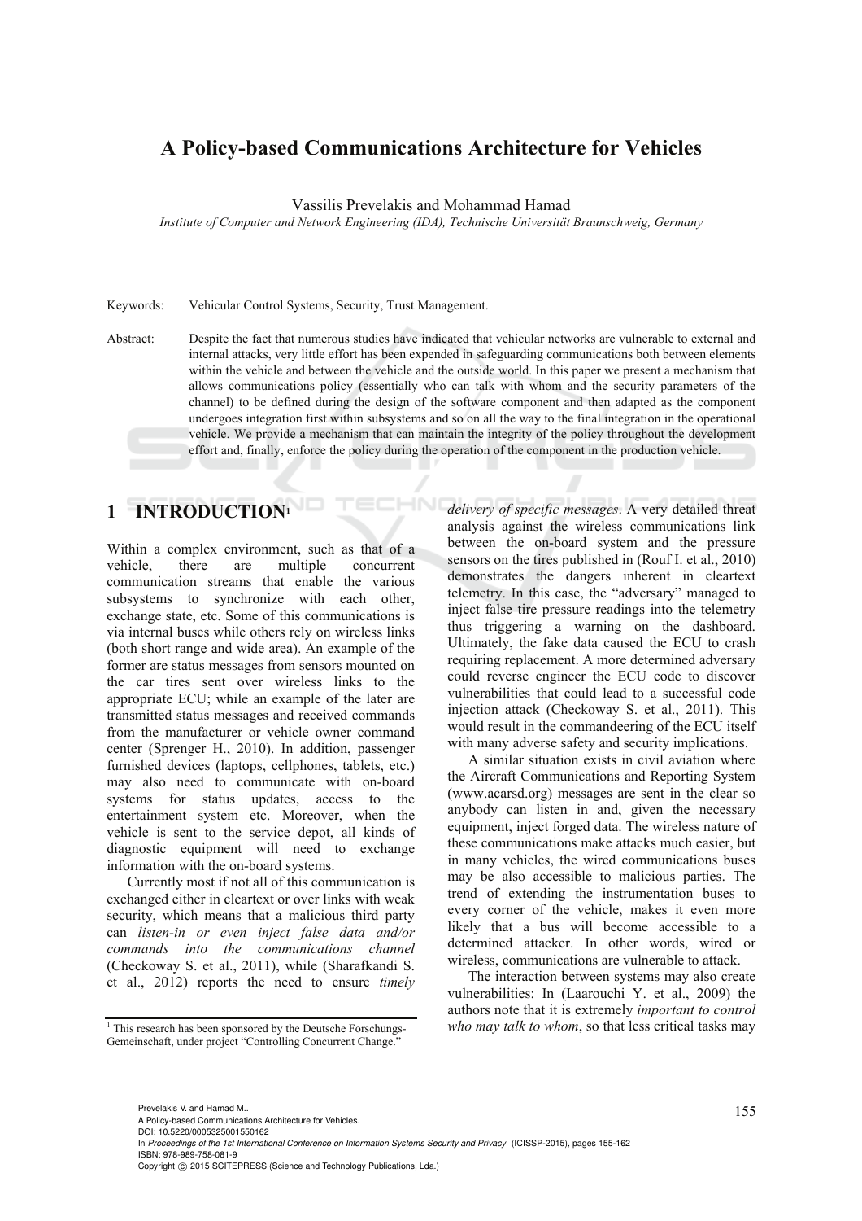# A Policy-based Communications Architecture for Vehicles

Vassilis Prevelakis and Mohammad Hamad

*Institute of Computer and Network Engineering (IDA), Technische Universität Braunschweig, Germany*

Keywords: Vehicular Control Systems, Security, Trust Management.

Abstract: Despite the fact that numerous studies have indicated that vehicular networks are vulnerable to external and internal attacks, very little effort has been expended in safeguarding communications both between elements within the vehicle and between the vehicle and the outside world. In this paper we present a mechanism that allows communications policy (essentially who can talk with whom and the security parameters of the channel) to be defined during the design of the software component and then adapted as the component undergoes integration first within subsystems and so on all the way to the final integration in the operational vehicle. We provide a mechanism that can maintain the integrity of the policy throughout the development effort and, finally, enforce the policy during the operation of the component in the production vehicle.

## 1 INTRODUCTION[1]

Within a complex environment, such as that of a vehicle, there are multiple concurrent communication streams that enable the various subsystems to synchronize with each other, exchange state, etc. Some of this communications is via internal buses while others rely on wireless links (both short range and wide area). An example of the former are status messages from sensors mounted on the car tires sent over wireless links to the appropriate ECU; while an example of the later are transmitted status messages and received commands from the manufacturer or vehicle owner command center (Sprenger H., 2010). In addition, passenger furnished devices (laptops, cellphones, tablets, etc.) may also need to communicate with on-board systems for status updates, access to the entertainment system etc. Moreover, when the vehicle is sent to the service depot, all kinds of diagnostic equipment will need to exchange information with the on-board systems.

Currently most if not all of this communication is exchanged either in cleartext or over links with weak security, which means that a malicious third party can *listen-in or even inject false data and/or commands into the communications channel* (Checkoway S. et al., 2011), while (Sharafkandi S. et al., 2012) reports the need to ensure *timely delivery of specific messages*. A very detailed threat analysis against the wireless communications link between the on-board system and the pressure sensors on the tires published in (Rouf I. et al., 2010) demonstrates the dangers inherent in cleartext telemetry. In this case, the "adversary" managed to inject false tire pressure readings into the telemetry thus triggering a warning on the dashboard. Ultimately, the fake data caused the ECU to crash requiring replacement. A more determined adversary could reverse engineer the ECU code to discover vulnerabilities that could lead to a successful code injection attack (Checkoway S. et al., 2011). This would result in the commandeering of the ECU itself with many adverse safety and security implications.

A similar situation exists in civil aviation where the Aircraft Communications and Reporting System (www.acarsd.org) messages are sent in the clear so anybody can listen in and, given the necessary equipment, inject forged data. The wireless nature of these communications make attacks much easier, but in many vehicles, the wired communications buses may be also accessible to malicious parties. The trend of extending the instrumentation buses to every corner of the vehicle, makes it even more likely that a bus will become accessible to a determined attacker. In other words, wired or wireless, communications are vulnerable to attack.

The interaction between systems may also create vulnerabilities: In (Laarouchi Y. et al., 2009) the authors note that it is extremely *important to control who may talk to whom*, so that less critical tasks may

[1] This research has been sponsored by the Deutsche Forschungs-Gemeinschaft, under project "Controlling Concurrent Change."

Prevelakis V. and Hamad M..
A Policy-based Communications Architecture for Vehicles.
DOI: 10.5220/0005325001550162
In *Proceedings of the 1st International Conference on Information Systems Security and Privacy* (ICISSP-2015), pages 155-162
ISBN: 978-989-758-081-9
Copyright © 2015 SCITEPRESS (Science and Technology Publications, Lda.)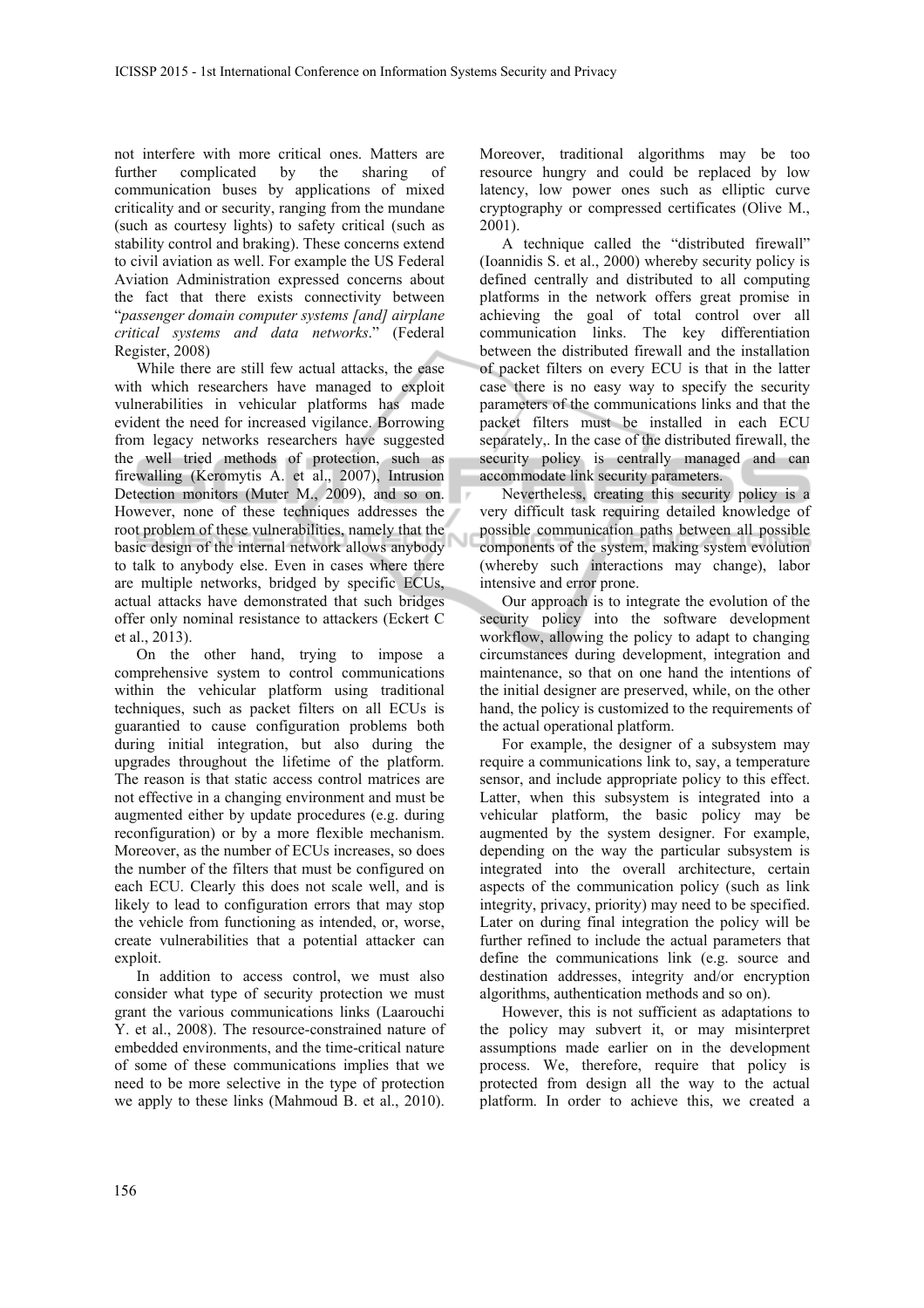not interfere with more critical ones. Matters are further complicated by the sharing of communication buses by applications of mixed criticality and or security, ranging from the mundane (such as courtesy lights) to safety critical (such as stability control and braking). These concerns extend to civil aviation as well. For example the US Federal Aviation Administration expressed concerns about the fact that there exists connectivity between "*passenger domain computer systems [and] airplane critical systems and data networks*." (Federal Register, 2008)

While there are still few actual attacks, the ease with which researchers have managed to exploit vulnerabilities in vehicular platforms has made evident the need for increased vigilance. Borrowing from legacy networks researchers have suggested the well tried methods of protection, such as firewalling (Keromytis A. et al., 2007), Intrusion Detection monitors (Muter M., 2009), and so on. However, none of these techniques addresses the root problem of these vulnerabilities, namely that the basic design of the internal network allows anybody to talk to anybody else. Even in cases where there are multiple networks, bridged by specific ECUs, actual attacks have demonstrated that such bridges offer only nominal resistance to attackers (Eckert C et al., 2013).

On the other hand, trying to impose a comprehensive system to control communications within the vehicular platform using traditional techniques, such as packet filters on all ECUs is guarantied to cause configuration problems both during initial integration, but also during the upgrades throughout the lifetime of the platform. The reason is that static access control matrices are not effective in a changing environment and must be augmented either by update procedures (e.g. during reconfiguration) or by a more flexible mechanism. Moreover, as the number of ECUs increases, so does the number of the filters that must be configured on each ECU. Clearly this does not scale well, and is likely to lead to configuration errors that may stop the vehicle from functioning as intended, or, worse, create vulnerabilities that a potential attacker can exploit.

In addition to access control, we must also consider what type of security protection we must grant the various communications links (Laarouchi Y. et al., 2008). The resource-constrained nature of embedded environments, and the time-critical nature of some of these communications implies that we need to be more selective in the type of protection we apply to these links (Mahmoud B. et al., 2010). Moreover, traditional algorithms may be too resource hungry and could be replaced by low latency, low power ones such as elliptic curve cryptography or compressed certificates (Olive M., 2001).

A technique called the "distributed firewall" (Ioannidis S. et al., 2000) whereby security policy is defined centrally and distributed to all computing platforms in the network offers great promise in achieving the goal of total control over all communication links. The key differentiation between the distributed firewall and the installation of packet filters on every ECU is that in the latter case there is no easy way to specify the security parameters of the communications links and that the packet filters must be installed in each ECU separately,. In the case of the distributed firewall, the security policy is centrally managed and can accommodate link security parameters.

Nevertheless, creating this security policy is a very difficult task requiring detailed knowledge of possible communication paths between all possible components of the system, making system evolution (whereby such interactions may change), labor intensive and error prone.

Our approach is to integrate the evolution of the security policy into the software development workflow, allowing the policy to adapt to changing circumstances during development, integration and maintenance, so that on one hand the intentions of the initial designer are preserved, while, on the other hand, the policy is customized to the requirements of the actual operational platform.

For example, the designer of a subsystem may require a communications link to, say, a temperature sensor, and include appropriate policy to this effect. Latter, when this subsystem is integrated into a vehicular platform, the basic policy may be augmented by the system designer. For example, depending on the way the particular subsystem is integrated into the overall architecture, certain aspects of the communication policy (such as link integrity, privacy, priority) may need to be specified. Later on during final integration the policy will be further refined to include the actual parameters that define the communications link (e.g. source and destination addresses, integrity and/or encryption algorithms, authentication methods and so on).

However, this is not sufficient as adaptations to the policy may subvert it, or may misinterpret assumptions made earlier on in the development process. We, therefore, require that policy is protected from design all the way to the actual platform. In order to achieve this, we created a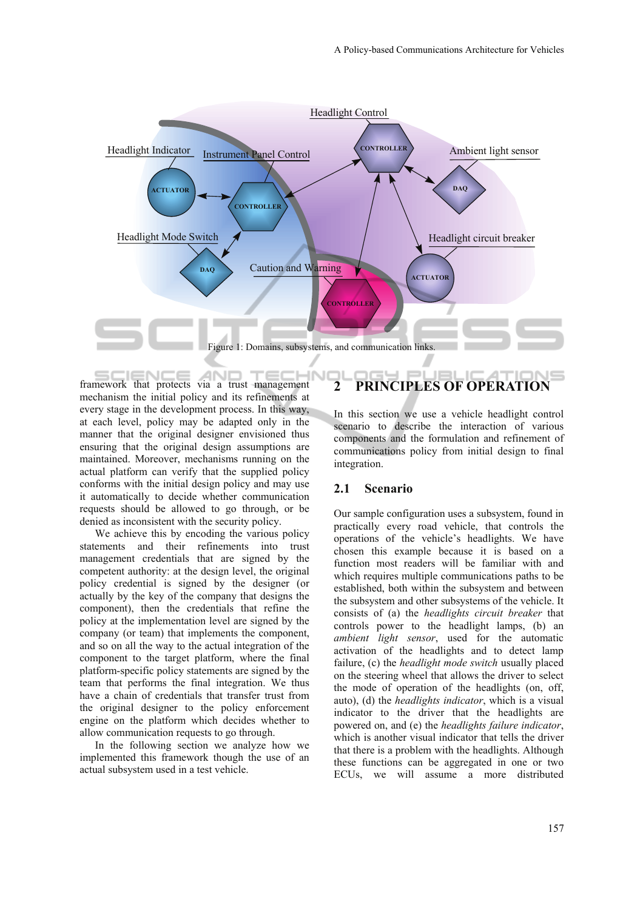Figure 1: Domains, subsystems, and communication links.

framework that protects via a trust management mechanism the initial policy and its refinements at every stage in the development process. In this way, at each level, policy may be adapted only in the manner that the original designer envisioned thus ensuring that the original design assumptions are maintained. Moreover, mechanisms running on the actual platform can verify that the supplied policy conforms with the initial design policy and may use it automatically to decide whether communication requests should be allowed to go through, or be denied as inconsistent with the security policy.

We achieve this by encoding the various policy statements and their refinements into trust management credentials that are signed by the competent authority: at the design level, the original policy credential is signed by the designer (or actually by the key of the company that designs the component), then the credentials that refine the policy at the implementation level are signed by the company (or team) that implements the component, and so on all the way to the actual integration of the component to the target platform, where the final platform-specific policy statements are signed by the team that performs the final integration. We thus have a chain of credentials that transfer trust from the original designer to the policy enforcement engine on the platform which decides whether to allow communication requests to go through.

In the following section we analyze how we implemented this framework though the use of an actual subsystem used in a test vehicle.

## 2 PRINCIPLES OF OPERATION

In this section we use a vehicle headlight control scenario to describe the interaction of various components and the formulation and refinement of communications policy from initial design to final integration.

### 2.1 Scenario

Our sample configuration uses a subsystem, found in practically every road vehicle, that controls the operations of the vehicle's headlights. We have chosen this example because it is based on a function most readers will be familiar with and which requires multiple communications paths to be established, both within the subsystem and between the subsystem and other subsystems of the vehicle. It consists of (a) the *headlights circuit breaker* that controls power to the headlight lamps, (b) an *ambient light sensor*, used for the automatic activation of the headlights and to detect lamp failure, (c) the *headlight mode switch* usually placed on the steering wheel that allows the driver to select the mode of operation of the headlights (on, off, auto), (d) the *headlights indicator*, which is a visual indicator to the driver that the headlights are powered on, and (e) the *headlights failure indicator*, which is another visual indicator that tells the driver that there is a problem with the headlights. Although these functions can be aggregated in one or two ECUs, we will assume a more distributed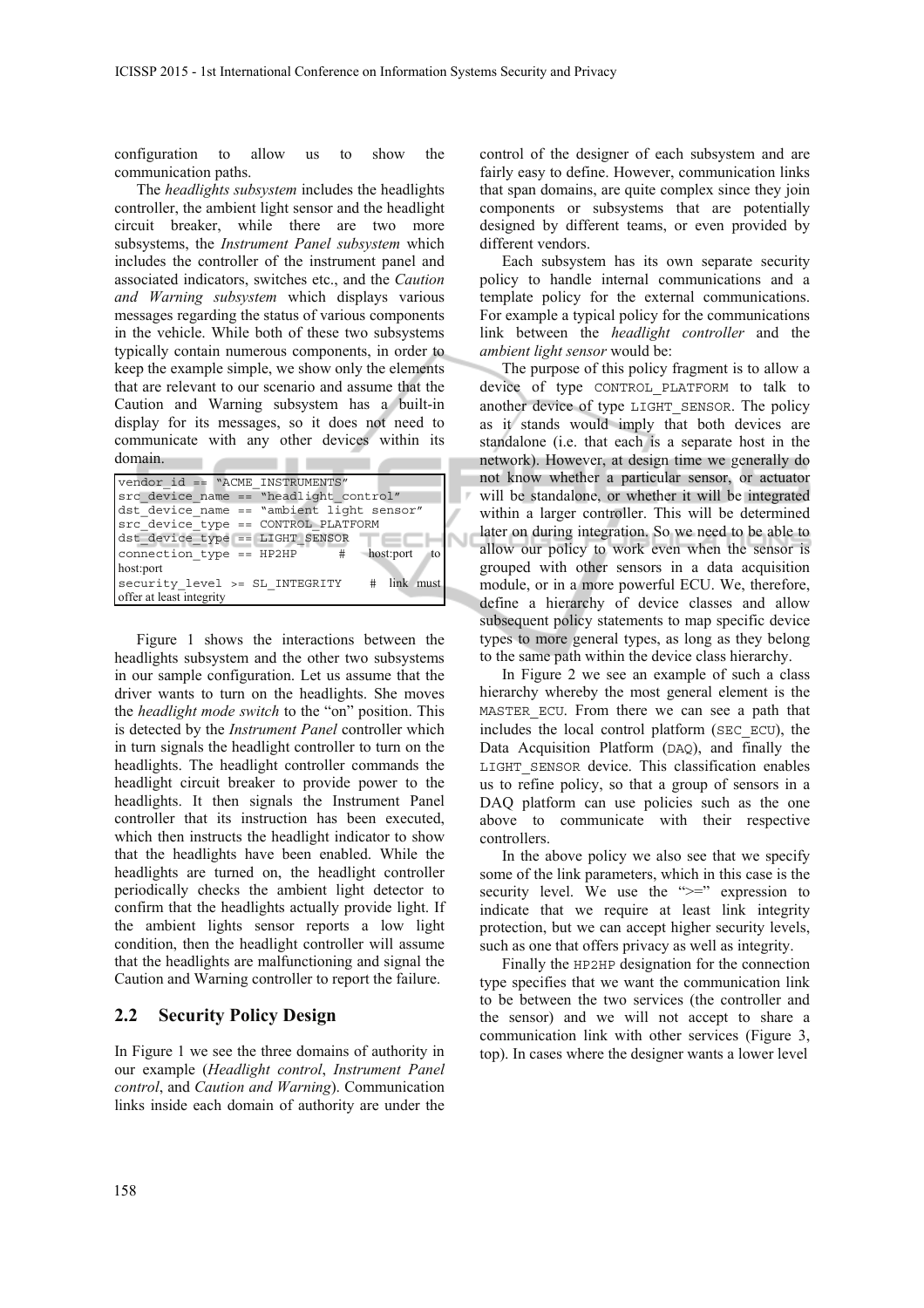configuration to allow us to show the communication paths.

The *headlights subsystem* includes the headlights controller, the ambient light sensor and the headlight circuit breaker, while there are two more subsystems, the *Instrument Panel subsystem* which includes the controller of the instrument panel and associated indicators, switches etc., and the *Caution and Warning subsystem* which displays various messages regarding the status of various components in the vehicle. While both of these two subsystems typically contain numerous components, in order to keep the example simple, we show only the elements that are relevant to our scenario and assume that the Caution and Warning subsystem has a built-in display for its messages, so it does not need to communicate with any other devices within its domain.

```
vendor_id == "ACME_INSTRUMENTS"
src_device_name == "headlight_control"
dst_device_name == "ambient light sensor"
src_device_type == CONTROL_PLATFORM
dst_device_type == LIGHT_SENSOR
connection_type == HP2HP        # host:port to host:port
security_level >= SL_INTEGRITY  # link must offer at least integrity
```

Figure 1 shows the interactions between the headlights subsystem and the other two subsystems in our sample configuration. Let us assume that the driver wants to turn on the headlights. She moves the *headlight mode switch* to the "on" position. This is detected by the *Instrument Panel* controller which in turn signals the headlight controller to turn on the headlights. The headlight controller commands the headlight circuit breaker to provide power to the headlights. It then signals the Instrument Panel controller that its instruction has been executed, which then instructs the headlight indicator to show that the headlights have been enabled. While the headlights are turned on, the headlight controller periodically checks the ambient light detector to confirm that the headlights actually provide light. If the ambient lights sensor reports a low light condition, then the headlight controller will assume that the headlights are malfunctioning and signal the Caution and Warning controller to report the failure.

## 2.2 Security Policy Design

In Figure 1 we see the three domains of authority in our example (*Headlight control*, *Instrument Panel control*, and *Caution and Warning*). Communication links inside each domain of authority are under the control of the designer of each subsystem and are fairly easy to define. However, communication links that span domains, are quite complex since they join components or subsystems that are potentially designed by different teams, or even provided by different vendors.

Each subsystem has its own separate security policy to handle internal communications and a template policy for the external communications. For example a typical policy for the communications link between the *headlight controller* and the *ambient light sensor* would be:

The purpose of this policy fragment is to allow a device of type CONTROL_PLATFORM to talk to another device of type LIGHT_SENSOR. The policy as it stands would imply that both devices are standalone (i.e. that each is a separate host in the network). However, at design time we generally do not know whether a particular sensor, or actuator will be standalone, or whether it will be integrated within a larger controller. This will be determined later on during integration. So we need to be able to allow our policy to work even when the sensor is grouped with other sensors in a data acquisition module, or in a more powerful ECU. We, therefore, define a hierarchy of device classes and allow subsequent policy statements to map specific device types to more general types, as long as they belong to the same path within the device class hierarchy.

In Figure 2 we see an example of such a class hierarchy whereby the most general element is the MASTER_ECU. From there we can see a path that includes the local control platform (SEC_ECU), the Data Acquisition Platform (DAQ), and finally the LIGHT_SENSOR device. This classification enables us to refine policy, so that a group of sensors in a DAQ platform can use policies such as the one above to communicate with their respective controllers.

In the above policy we also see that we specify some of the link parameters, which in this case is the security level. We use the ">=" expression to indicate that we require at least link integrity protection, but we can accept higher security levels, such as one that offers privacy as well as integrity.

Finally the HP2HP designation for the connection type specifies that we want the communication link to be between the two services (the controller and the sensor) and we will not accept to share a communication link with other services (Figure 3, top). In cases where the designer wants a lower level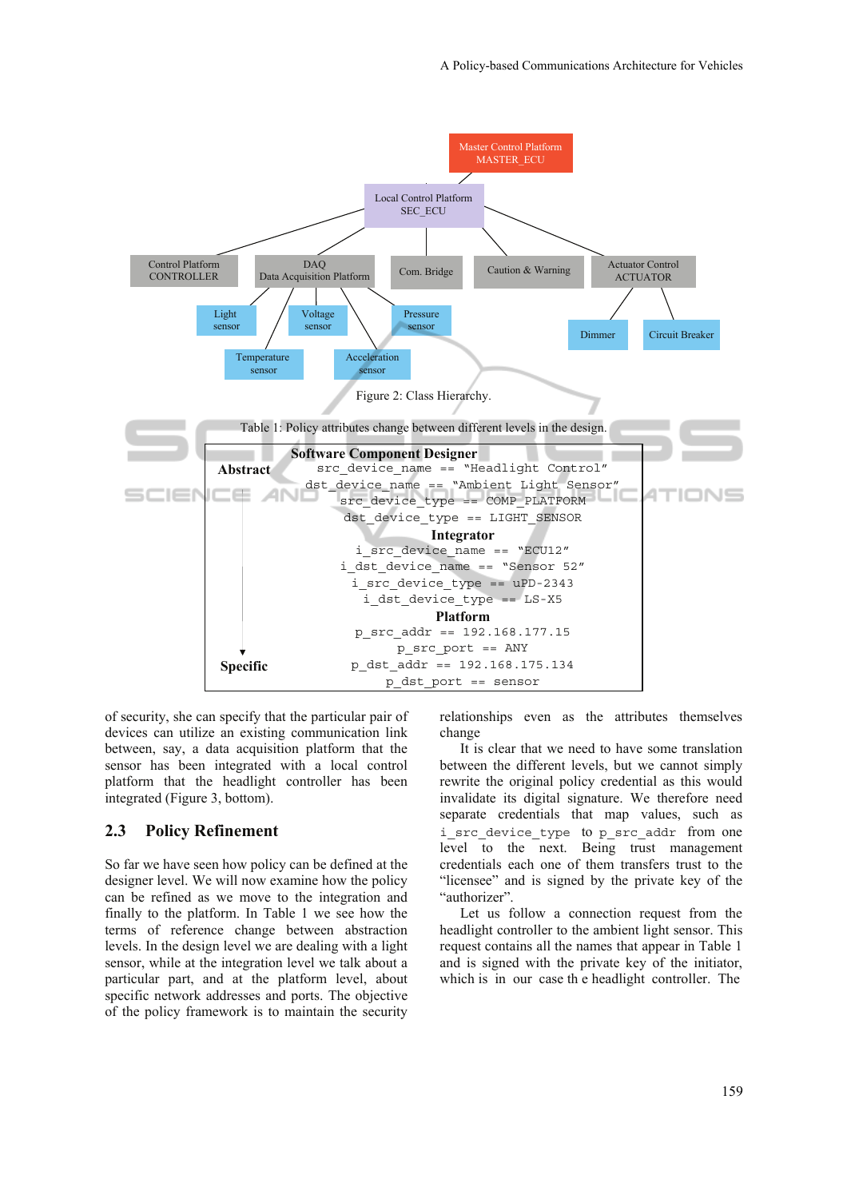Figure 2: Class Hierarchy.

Table 1: Policy attributes change between different levels in the design.

| | |
|---|---|
| **Abstract** | **Software Component Designer** |
| | `src_device_name == "Headlight Control"` |
| | `dst_device_name == "Ambient Light Sensor"` |
| | `src_device_type == COMP_PLATFORM` |
| | `dst_device_type == LIGHT_SENSOR` |
| | **Integrator** |
| | `i_src_device_name == "ECU12"` |
| | `i_dst_device_name == "Sensor 52"` |
| | `i_src_device_type == uPD-2343` |
| | `i_dst_device_type == LS-X5` |
| | **Platform** |
| | `p_src_addr == 192.168.177.15` |
| | `p_src_port == ANY` |
| **Specific** | `p_dst_addr == 192.168.175.134` |
| | `p_dst_port == sensor` |

of security, she can specify that the particular pair of devices can utilize an existing communication link between, say, a data acquisition platform that the sensor has been integrated with a local control platform that the headlight controller has been integrated (Figure 3, bottom).

## 2.3 Policy Refinement

So far we have seen how policy can be defined at the designer level. We will now examine how the policy can be refined as we move to the integration and finally to the platform. In Table 1 we see how the terms of reference change between abstraction levels. In the design level we are dealing with a light sensor, while at the integration level we are talking about a particular part, and at the platform level, about specific network addresses and ports. The objective of the policy framework is to maintain the security relationships even as the attributes themselves change

It is clear that we need to have some translation between the different levels, but we cannot simply rewrite the original policy credential as this would invalidate its digital signature. We therefore need separate credentials that map values, such as `i_src_device_type` to `p_src_addr` from one level to the next. Being trust management credentials each one of them transfers trust to the "licensee" and is signed by the private key of the "authorizer".

Let us follow a connection request from the headlight controller to the ambient light sensor. This request contains all the names that appear in Table 1 and is signed with the private key of the initiator, which is in our case th e headlight controller. The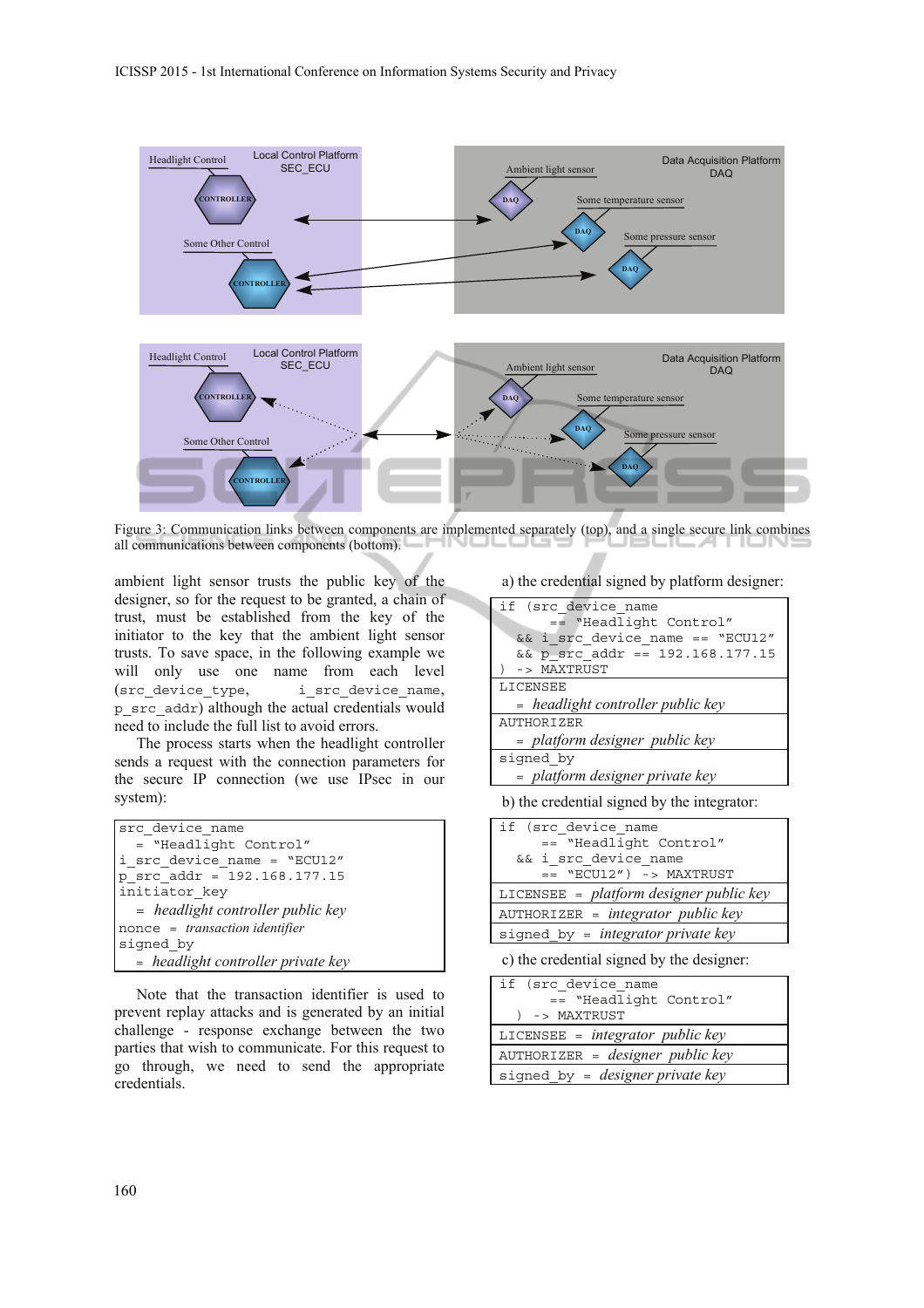Figure 3: Communication links between components are implemented separately (top), and a single secure link combines all communications between components (bottom).

ambient light sensor trusts the public key of the designer, so for the request to be granted, a chain of trust, must be established from the key of the initiator to the key that the ambient light sensor trusts. To save space, in the following example we will only use one name from each level (src_device_type, i_src_device_name, p_src_addr) although the actual credentials would need to include the full list to avoid errors.

The process starts when the headlight controller sends a request with the connection parameters for the secure IP connection (we use IPsec in our system):

```
src_device_name
  = "Headlight Control"
i_src_device_name = "ECU12"
p_src_addr = 192.168.177.15
initiator_key
  = headlight controller public key
nonce = transaction identifier
signed_by
  = headlight controller private key
```

Note that the transaction identifier is used to prevent replay attacks and is generated by an initial challenge - response exchange between the two parties that wish to communicate. For this request to go through, we need to send the appropriate credentials.

a) the credential signed by platform designer:

```
if (src_device_name
      == "Headlight Control"
  && i_src_device_name == "ECU12"
  && p_src_addr == 192.168.177.15
) -> MAXTRUST
LICENSEE
  = headlight controller public key
AUTHORIZER
  = platform designer public key
signed_by
  = platform designer private key
```

b) the credential signed by the integrator:

```
if (src_device_name
      == "Headlight Control"
  && i_src_device_name
      == "ECU12") -> MAXTRUST
LICENSEE = platform designer public key
AUTHORIZER = integrator public key
signed_by = integrator private key
```

c) the credential signed by the designer:

```
if (src_device_name
      == "Headlight Control"
  ) -> MAXTRUST
LICENSEE = integrator public key
AUTHORIZER = designer public key
signed_by = designer private key
```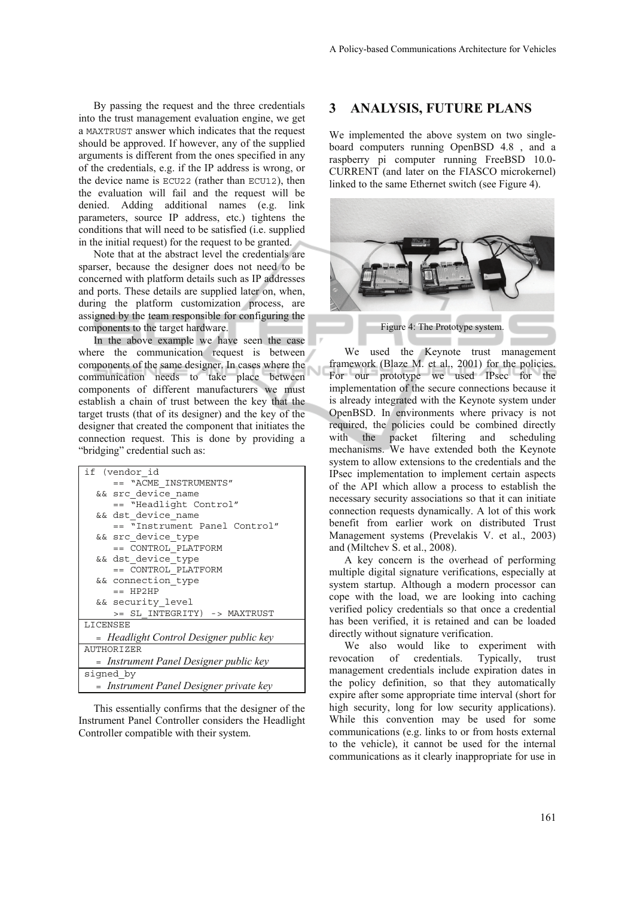By passing the request and the three credentials into the trust management evaluation engine, we get a MAXTRUST answer which indicates that the request should be approved. If however, any of the supplied arguments is different from the ones specified in any of the credentials, e.g. if the IP address is wrong, or the device name is ECU22 (rather than ECU12), then the evaluation will fail and the request will be denied. Adding additional names (e.g. link parameters, source IP address, etc.) tightens the conditions that will need to be satisfied (i.e. supplied in the initial request) for the request to be granted.

Note that at the abstract level the credentials are sparser, because the designer does not need to be concerned with platform details such as IP addresses and ports. These details are supplied later on, when, during the platform customization process, are assigned by the team responsible for configuring the components to the target hardware.

In the above example we have seen the case where the communication request is between components of the same designer. In cases where the communication needs to take place between components of different manufacturers we must establish a chain of trust between the key that the target trusts (that of its designer) and the key of the designer that created the component that initiates the connection request. This is done by providing a "bridging" credential such as:

```
if (vendor_id
     == "ACME_INSTRUMENTS"
  && src_device_name
     == "Headlight Control"
  && dst_device_name
     == "Instrument Panel Control"
  && src_device_type
     == CONTROL_PLATFORM
  && dst_device_type
     == CONTROL_PLATFORM
  && connection_type
     == HP2HP
  && security_level
     >= SL_INTEGRITY) -> MAXTRUST
```

| |
|---|
| LICENSEE |
| = *Headlight Control Designer public key* |
| AUTHORIZER |
| = *Instrument Panel Designer public key* |
| signed_by |
| = *Instrument Panel Designer private key* |

This essentially confirms that the designer of the Instrument Panel Controller considers the Headlight Controller compatible with their system.

## 3 ANALYSIS, FUTURE PLANS

We implemented the above system on two single-board computers running OpenBSD 4.8 , and a raspberry pi computer running FreeBSD 10.0-CURRENT (and later on the FIASCO microkernel) linked to the same Ethernet switch (see Figure 4).

Figure 4: The Prototype system.

We used the Keynote trust management framework (Blaze M. et al., 2001) for the policies. For our prototype we used IPsec for the implementation of the secure connections because it is already integrated with the Keynote system under OpenBSD. In environments where privacy is not required, the policies could be combined directly with the packet filtering and scheduling mechanisms. We have extended both the Keynote system to allow extensions to the credentials and the IPsec implementation to implement certain aspects of the API which allow a process to establish the necessary security associations so that it can initiate connection requests dynamically. A lot of this work benefit from earlier work on distributed Trust Management systems (Prevelakis V. et al., 2003) and (Miltchev S. et al., 2008).

A key concern is the overhead of performing multiple digital signature verifications, especially at system startup. Although a modern processor can cope with the load, we are looking into caching verified policy credentials so that once a credential has been verified, it is retained and can be loaded directly without signature verification.

We also would like to experiment with revocation of credentials. Typically, trust management credentials include expiration dates in the policy definition, so that they automatically expire after some appropriate time interval (short for high security, long for low security applications). While this convention may be used for some communications (e.g. links to or from hosts external to the vehicle), it cannot be used for the internal communications as it clearly inappropriate for use in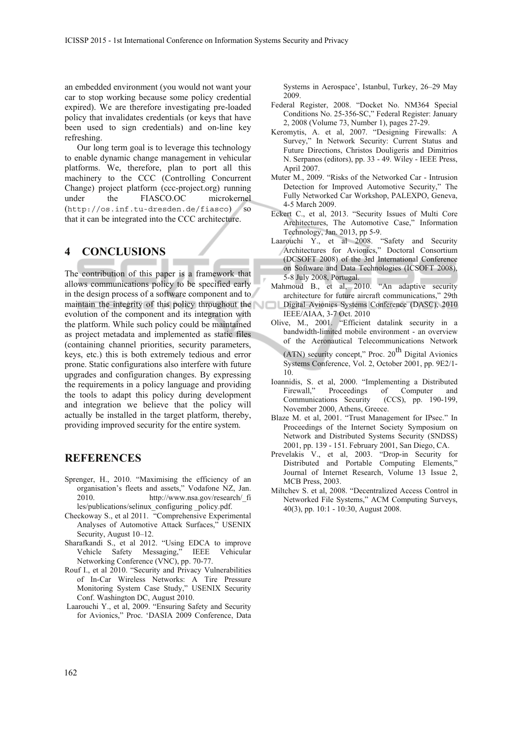an embedded environment (you would not want your car to stop working because some policy credential expired). We are therefore investigating pre-loaded policy that invalidates credentials (or keys that have been used to sign credentials) and on-line key refreshing.

Our long term goal is to leverage this technology to enable dynamic change management in vehicular platforms. We, therefore, plan to port all this machinery to the CCC (Controlling Concurrent Change) project platform (ccc-project.org) running under the FIASCO.OC microkernel (`http://os.inf.tu-dresden.de/fiasco`) so that it can be integrated into the CCC architecture.

## 4 CONCLUSIONS

The contribution of this paper is a framework that allows communications policy to be specified early in the design process of a software component and to maintain the integrity of this policy throughout the evolution of the component and its integration with the platform. While such policy could be maintained as project metadata and implemented as static files (containing channel priorities, security parameters, keys, etc.) this is both extremely tedious and error prone. Static configurations also interfere with future upgrades and configuration changes. By expressing the requirements in a policy language and providing the tools to adapt this policy during development and integration we believe that the policy will actually be installed in the target platform, thereby, providing improved security for the entire system.

## REFERENCES

Sprenger, H., 2010. "Maximising the efficiency of an organisation's fleets and assets," Vodafone NZ, Jan. 2010. http://www.nsa.gov/research/_files/publications/selinux_configuring _policy.pdf.

Checkoway S., et al 2011. "Comprehensive Experimental Analyses of Automotive Attack Surfaces," USENIX Security, August 10–12.

Sharafkandi S., et al 2012. "Using EDCA to improve Vehicle Safety Messaging," IEEE Vehicular Networking Conference (VNC), pp. 70-77.

Rouf I., et al 2010. "Security and Privacy Vulnerabilities of In-Car Wireless Networks: A Tire Pressure Monitoring System Case Study," USENIX Security Conf. Washington DC, August 2010.

Laarouchi Y., et al, 2009. "Ensuring Safety and Security for Avionics," Proc. 'DASIA 2009 Conference, Data Systems in Aerospace', Istanbul, Turkey, 26–29 May 2009.

Federal Register, 2008. "Docket No. NM364 Special Conditions No. 25-356-SC," Federal Register: January 2, 2008 (Volume 73, Number 1), pages 27-29.

Keromytis, A. et al, 2007. "Designing Firewalls: A Survey," In Network Security: Current Status and Future Directions, Christos Douligeris and Dimitrios N. Serpanos (editors), pp. 33 - 49. Wiley - IEEE Press, April 2007.

Muter M., 2009. "Risks of the Networked Car - Intrusion Detection for Improved Automotive Security," The Fully Networked Car Workshop, PALEXPO, Geneva, 4-5 March 2009.

Eckert C., et al, 2013. "Security Issues of Multi Core Architectures, The Automotive Case," Information Technology, Jan. 2013, pp 5-9.

Laarouchi Y., et al 2008. "Safety and Security Architectures for Avionics," Doctoral Consortium (DCSOFT 2008) of the 3rd International Conference on Software and Data Technologies (ICSOFT 2008), 5-8 July 2008, Portugal.

Mahmoud B., et al, 2010. "An adaptive security architecture for future aircraft communications," 29th Digital Avionics Systems Conference (DASC), 2010 IEEE/AIAA, 3-7 Oct. 2010

Olive, M., 2001. "Efficient datalink security in a bandwidth-limited mobile environment - an overview of the Aeronautical Telecommunications Network (ATN) security concept," Proc. 20th Digital Avionics Systems Conference, Vol. 2, October 2001, pp. 9E2/1-10.

Ioannidis, S. et al, 2000. "Implementing a Distributed Firewall," Proceedings of Computer and Communications Security (CCS), pp. 190-199, November 2000, Athens, Greece.

Blaze M. et al, 2001. "Trust Management for IPsec." In Proceedings of the Internet Society Symposium on Network and Distributed Systems Security (SNDSS) 2001, pp. 139 - 151. February 2001, San Diego, CA.

Prevelakis V., et al, 2003. "Drop-in Security for Distributed and Portable Computing Elements," Journal of Internet Research, Volume 13 Issue 2, MCB Press, 2003.

Miltchev S. et al, 2008. "Decentralized Access Control in Networked File Systems," ACM Computing Surveys, 40(3), pp. 10:1 - 10:30, August 2008.